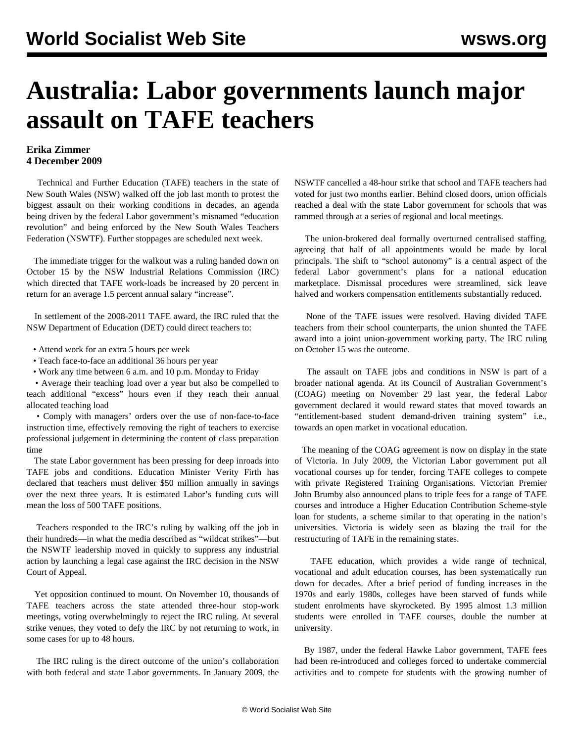# Australia: Labor governments launch major assault on TAFE teachers

**Erika Zimmer**
**4 December 2009**

Technical and Further Education (TAFE) teachers in the state of New South Wales (NSW) walked off the job last month to protest the biggest assault on their working conditions in decades, an agenda being driven by the federal Labor government's misnamed "education revolution" and being enforced by the New South Wales Teachers Federation (NSWTF). Further stoppages are scheduled next week.

The immediate trigger for the walkout was a ruling handed down on October 15 by the NSW Industrial Relations Commission (IRC) which directed that TAFE work-loads be increased by 20 percent in return for an average 1.5 percent annual salary "increase".

In settlement of the 2008-2011 TAFE award, the IRC ruled that the NSW Department of Education (DET) could direct teachers to:

- Attend work for an extra 5 hours per week
- Teach face-to-face an additional 36 hours per year
- Work any time between 6 a.m. and 10 p.m. Monday to Friday
- Average their teaching load over a year but also be compelled to teach additional "excess" hours even if they reach their annual allocated teaching load
- Comply with managers' orders over the use of non-face-to-face instruction time, effectively removing the right of teachers to exercise professional judgement in determining the content of class preparation time

The state Labor government has been pressing for deep inroads into TAFE jobs and conditions. Education Minister Verity Firth has declared that teachers must deliver $50 million annually in savings over the next three years. It is estimated Labor's funding cuts will mean the loss of 500 TAFE positions.

Teachers responded to the IRC's ruling by walking off the job in their hundreds—in what the media described as "wildcat strikes"—but the NSWTF leadership moved in quickly to suppress any industrial action by launching a legal case against the IRC decision in the NSW Court of Appeal.

Yet opposition continued to mount. On November 10, thousands of TAFE teachers across the state attended three-hour stop-work meetings, voting overwhelmingly to reject the IRC ruling. At several strike venues, they voted to defy the IRC by not returning to work, in some cases for up to 48 hours.

The IRC ruling is the direct outcome of the union's collaboration with both federal and state Labor governments. In January 2009, the NSWTF cancelled a 48-hour strike that school and TAFE teachers had voted for just two months earlier. Behind closed doors, union officials reached a deal with the state Labor government for schools that was rammed through at a series of regional and local meetings.

The union-brokered deal formally overturned centralised staffing, agreeing that half of all appointments would be made by local principals. The shift to "school autonomy" is a central aspect of the federal Labor government's plans for a national education marketplace. Dismissal procedures were streamlined, sick leave halved and workers compensation entitlements substantially reduced.

None of the TAFE issues were resolved. Having divided TAFE teachers from their school counterparts, the union shunted the TAFE award into a joint union-government working party. The IRC ruling on October 15 was the outcome.

The assault on TAFE jobs and conditions in NSW is part of a broader national agenda. At its Council of Australian Government's (COAG) meeting on November 29 last year, the federal Labor government declared it would reward states that moved towards an "entitlement-based student demand-driven training system" i.e., towards an open market in vocational education.

The meaning of the COAG agreement is now on display in the state of Victoria. In July 2009, the Victorian Labor government put all vocational courses up for tender, forcing TAFE colleges to compete with private Registered Training Organisations. Victorian Premier John Brumby also announced plans to triple fees for a range of TAFE courses and introduce a Higher Education Contribution Scheme-style loan for students, a scheme similar to that operating in the nation's universities. Victoria is widely seen as blazing the trail for the restructuring of TAFE in the remaining states.

TAFE education, which provides a wide range of technical, vocational and adult education courses, has been systematically run down for decades. After a brief period of funding increases in the 1970s and early 1980s, colleges have been starved of funds while student enrolments have skyrocketed. By 1995 almost 1.3 million students were enrolled in TAFE courses, double the number at university.

By 1987, under the federal Hawke Labor government, TAFE fees had been re-introduced and colleges forced to undertake commercial activities and to compete for students with the growing number of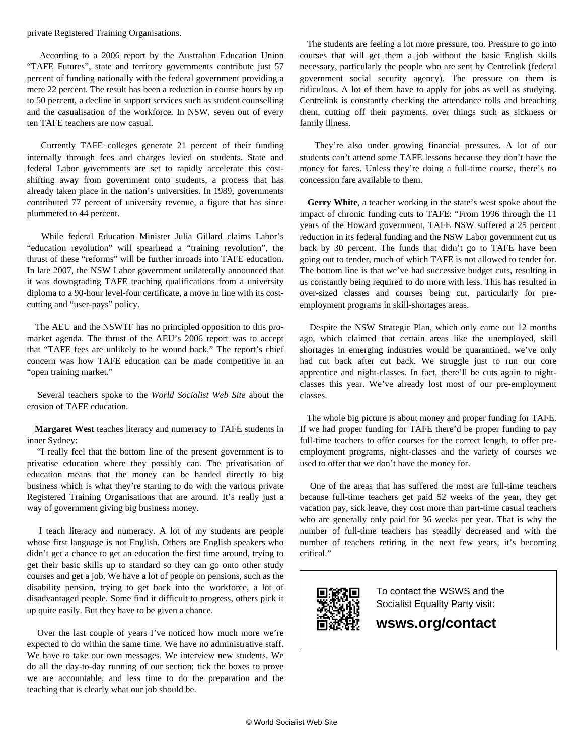private Registered Training Organisations.

According to a 2006 report by the Australian Education Union "TAFE Futures", state and territory governments contribute just 57 percent of funding nationally with the federal government providing a mere 22 percent. The result has been a reduction in course hours by up to 50 percent, a decline in support services such as student counselling and the casualisation of the workforce. In NSW, seven out of every ten TAFE teachers are now casual.

Currently TAFE colleges generate 21 percent of their funding internally through fees and charges levied on students. State and federal Labor governments are set to rapidly accelerate this cost-shifting away from government onto students, a process that has already taken place in the nation's universities. In 1989, governments contributed 77 percent of university revenue, a figure that has since plummeted to 44 percent.

While federal Education Minister Julia Gillard claims Labor's "education revolution" will spearhead a "training revolution", the thrust of these "reforms" will be further inroads into TAFE education. In late 2007, the NSW Labor government unilaterally announced that it was downgrading TAFE teaching qualifications from a university diploma to a 90-hour level-four certificate, a move in line with its cost-cutting and "user-pays" policy.

The AEU and the NSWTF has no principled opposition to this pro-market agenda. The thrust of the AEU's 2006 report was to accept that "TAFE fees are unlikely to be wound back." The report's chief concern was how TAFE education can be made competitive in an "open training market."

Several teachers spoke to the *World Socialist Web Site* about the erosion of TAFE education.

**Margaret West** teaches literacy and numeracy to TAFE students in inner Sydney:

"I really feel that the bottom line of the present government is to privatise education where they possibly can. The privatisation of education means that the money can be handed directly to big business which is what they're starting to do with the various private Registered Training Organisations that are around. It's really just a way of government giving big business money.

I teach literacy and numeracy. A lot of my students are people whose first language is not English. Others are English speakers who didn't get a chance to get an education the first time around, trying to get their basic skills up to standard so they can go onto other study courses and get a job. We have a lot of people on pensions, such as the disability pension, trying to get back into the workforce, a lot of disadvantaged people. Some find it difficult to progress, others pick it up quite easily. But they have to be given a chance.

Over the last couple of years I've noticed how much more we're expected to do within the same time. We have no administrative staff. We have to take our own messages. We interview new students. We do all the day-to-day running of our section; tick the boxes to prove we are accountable, and less time to do the preparation and the teaching that is clearly what our job should be.

The students are feeling a lot more pressure, too. Pressure to go into courses that will get them a job without the basic English skills necessary, particularly the people who are sent by Centrelink (federal government social security agency). The pressure on them is ridiculous. A lot of them have to apply for jobs as well as studying. Centrelink is constantly checking the attendance rolls and breaching them, cutting off their payments, over things such as sickness or family illness.

They're also under growing financial pressures. A lot of our students can't attend some TAFE lessons because they don't have the money for fares. Unless they're doing a full-time course, there's no concession fare available to them.

**Gerry White**, a teacher working in the state's west spoke about the impact of chronic funding cuts to TAFE: "From 1996 through the 11 years of the Howard government, TAFE NSW suffered a 25 percent reduction in its federal funding and the NSW Labor government cut us back by 30 percent. The funds that didn't go to TAFE have been going out to tender, much of which TAFE is not allowed to tender for. The bottom line is that we've had successive budget cuts, resulting in us constantly being required to do more with less. This has resulted in over-sized classes and courses being cut, particularly for pre-employment programs in skill-shortages areas.

Despite the NSW Strategic Plan, which only came out 12 months ago, which claimed that certain areas like the unemployed, skill shortages in emerging industries would be quarantined, we've only had cut back after cut back. We struggle just to run our core apprentice and night-classes. In fact, there'll be cuts again to night-classes this year. We've already lost most of our pre-employment classes.

The whole big picture is about money and proper funding for TAFE. If we had proper funding for TAFE there'd be proper funding to pay full-time teachers to offer courses for the correct length, to offer pre-employment programs, night-classes and the variety of courses we used to offer that we don't have the money for.

One of the areas that has suffered the most are full-time teachers because full-time teachers get paid 52 weeks of the year, they get vacation pay, sick leave, they cost more than part-time casual teachers who are generally only paid for 36 weeks per year. That is why the number of full-time teachers has steadily decreased and with the number of teachers retiring in the next few years, it's becoming critical."

To contact the WSWS and the Socialist Equality Party visit:

**wsws.org/contact**